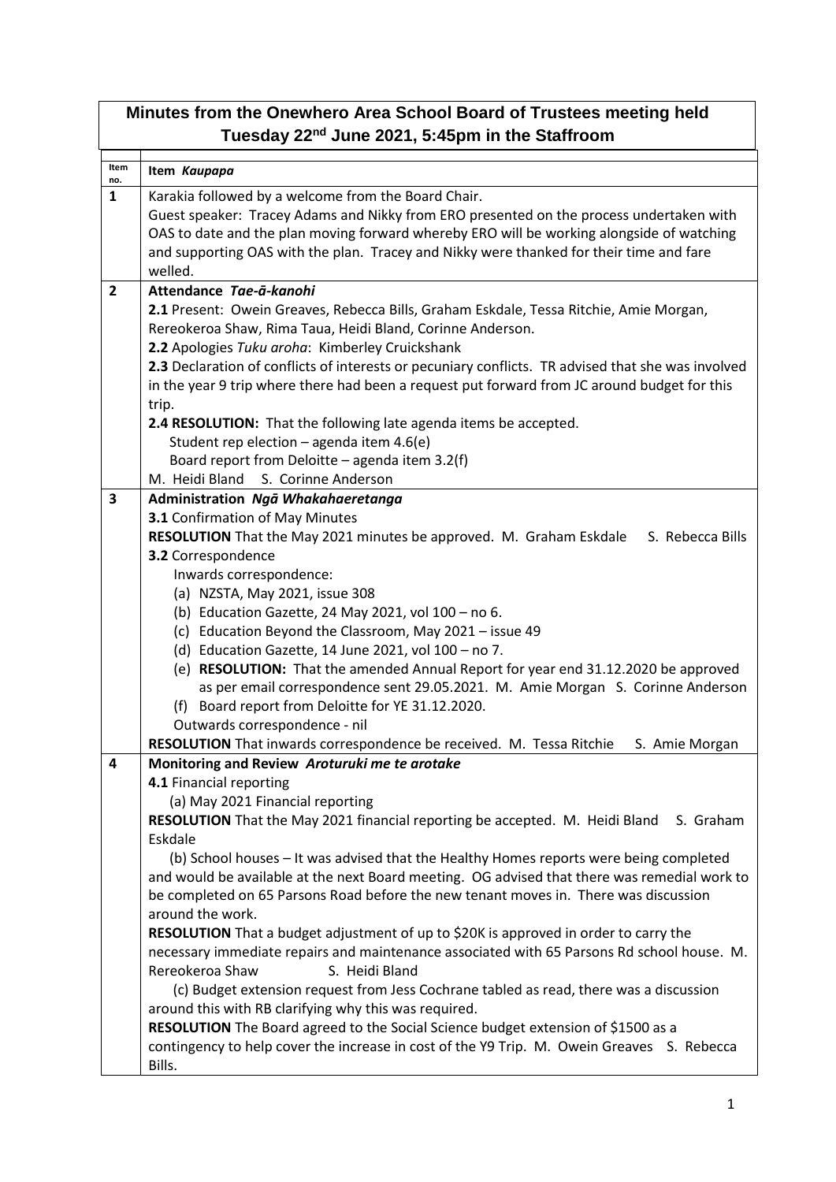# Minutes from the Onewhero Area School Board of Trustees meeting held Tuesday 22nd June 2021, 5:45pm in the Staffroom

| Item no. | Item *Kaupapa* |
|---|---|
| **1** | Karakia followed by a welcome from the Board Chair.<br>Guest speaker: Tracey Adams and Nikky from ERO presented on the process undertaken with OAS to date and the plan moving forward whereby ERO will be working alongside of watching and supporting OAS with the plan. Tracey and Nikky were thanked for their time and fare welled. |
| **2** | **Attendance** ***Tae-ā-kanohi***<br>**2.1** Present: Owein Greaves, Rebecca Bills, Graham Eskdale, Tessa Ritchie, Amie Morgan, Rereokeroa Shaw, Rima Taua, Heidi Bland, Corinne Anderson.<br>**2.2** Apologies *Tuku aroha*: Kimberley Cruickshank<br>**2.3** Declaration of conflicts of interests or pecuniary conflicts. TR advised that she was involved in the year 9 trip where there had been a request put forward from JC around budget for this trip.<br>**2.4 RESOLUTION:** That the following late agenda items be accepted.<br>Student rep election – agenda item 4.6(e)<br>Board report from Deloitte – agenda item 3.2(f)<br>M. Heidi Bland S. Corinne Anderson |
| **3** | **Administration** ***Ngā Whakahaeretanga***<br>**3.1** Confirmation of May Minutes<br>**RESOLUTION** That the May 2021 minutes be approved. M. Graham Eskdale S. Rebecca Bills<br>**3.2** Correspondence<br>Inwards correspondence:<br>(a) NZSTA, May 2021, issue 308<br>(b) Education Gazette, 24 May 2021, vol 100 – no 6.<br>(c) Education Beyond the Classroom, May 2021 – issue 49<br>(d) Education Gazette, 14 June 2021, vol 100 – no 7.<br>(e) **RESOLUTION:** That the amended Annual Report for year end 31.12.2020 be approved as per email correspondence sent 29.05.2021. M. Amie Morgan S. Corinne Anderson<br>(f) Board report from Deloitte for YE 31.12.2020.<br>Outwards correspondence - nil<br>**RESOLUTION** That inwards correspondence be received. M. Tessa Ritchie S. Amie Morgan |
| **4** | **Monitoring and Review** ***Aroturuki me te arotake***<br>**4.1** Financial reporting<br>(a) May 2021 Financial reporting<br>**RESOLUTION** That the May 2021 financial reporting be accepted. M. Heidi Bland S. Graham Eskdale<br>(b) School houses – It was advised that the Healthy Homes reports were being completed and would be available at the next Board meeting. OG advised that there was remedial work to be completed on 65 Parsons Road before the new tenant moves in. There was discussion around the work.<br>**RESOLUTION** That a budget adjustment of up to $20K is approved in order to carry the necessary immediate repairs and maintenance associated with 65 Parsons Rd school house. M. Rereokeroa Shaw S. Heidi Bland<br>(c) Budget extension request from Jess Cochrane tabled as read, there was a discussion around this with RB clarifying why this was required.<br>**RESOLUTION** The Board agreed to the Social Science budget extension of $1500 as a contingency to help cover the increase in cost of the Y9 Trip. M. Owein Greaves S. Rebecca Bills. |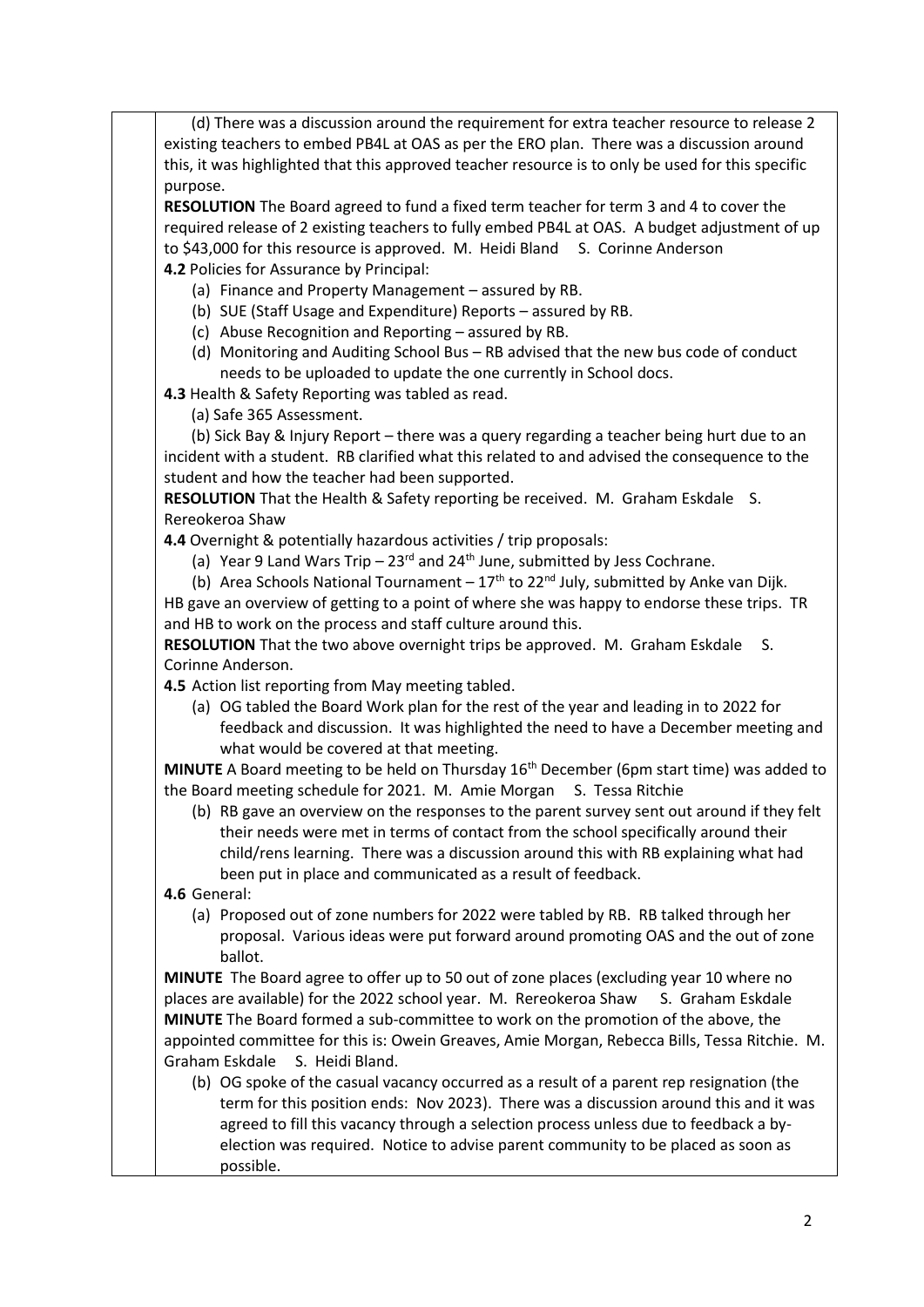(d) There was a discussion around the requirement for extra teacher resource to release 2 existing teachers to embed PB4L at OAS as per the ERO plan. There was a discussion around this, it was highlighted that this approved teacher resource is to only be used for this specific purpose.

**RESOLUTION** The Board agreed to fund a fixed term teacher for term 3 and 4 to cover the required release of 2 existing teachers to fully embed PB4L at OAS. A budget adjustment of up to $43,000 for this resource is approved. M. Heidi Bland S. Corinne Anderson

**4.2** Policies for Assurance by Principal:

(a) Finance and Property Management – assured by RB.
(b) SUE (Staff Usage and Expenditure) Reports – assured by RB.
(c) Abuse Recognition and Reporting – assured by RB.
(d) Monitoring and Auditing School Bus – RB advised that the new bus code of conduct needs to be uploaded to update the one currently in School docs.

**4.3** Health & Safety Reporting was tabled as read.

(a) Safe 365 Assessment.

(b) Sick Bay & Injury Report – there was a query regarding a teacher being hurt due to an incident with a student. RB clarified what this related to and advised the consequence to the student and how the teacher had been supported.

**RESOLUTION** That the Health & Safety reporting be received. M. Graham Eskdale S. Rereokeroa Shaw

**4.4** Overnight & potentially hazardous activities / trip proposals:

(a) Year 9 Land Wars Trip – 23rd and 24th June, submitted by Jess Cochrane.
(b) Area Schools National Tournament – 17th to 22nd July, submitted by Anke van Dijk.

HB gave an overview of getting to a point of where she was happy to endorse these trips. TR and HB to work on the process and staff culture around this.

**RESOLUTION** That the two above overnight trips be approved. M. Graham Eskdale S. Corinne Anderson.

**4.5** Action list reporting from May meeting tabled.

(a) OG tabled the Board Work plan for the rest of the year and leading in to 2022 for feedback and discussion. It was highlighted the need to have a December meeting and what would be covered at that meeting.

**MINUTE** A Board meeting to be held on Thursday 16th December (6pm start time) was added to the Board meeting schedule for 2021. M. Amie Morgan S. Tessa Ritchie

(b) RB gave an overview on the responses to the parent survey sent out around if they felt their needs were met in terms of contact from the school specifically around their child/rens learning. There was a discussion around this with RB explaining what had been put in place and communicated as a result of feedback.

**4.6** General:

(a) Proposed out of zone numbers for 2022 were tabled by RB. RB talked through her proposal. Various ideas were put forward around promoting OAS and the out of zone ballot.

**MINUTE** The Board agree to offer up to 50 out of zone places (excluding year 10 where no places are available) for the 2022 school year. M. Rereokeroa Shaw S. Graham Eskdale

**MINUTE** The Board formed a sub-committee to work on the promotion of the above, the appointed committee for this is: Owein Greaves, Amie Morgan, Rebecca Bills, Tessa Ritchie. M. Graham Eskdale S. Heidi Bland.

(b) OG spoke of the casual vacancy occurred as a result of a parent rep resignation (the term for this position ends: Nov 2023). There was a discussion around this and it was agreed to fill this vacancy through a selection process unless due to feedback a by-election was required. Notice to advise parent community to be placed as soon as possible.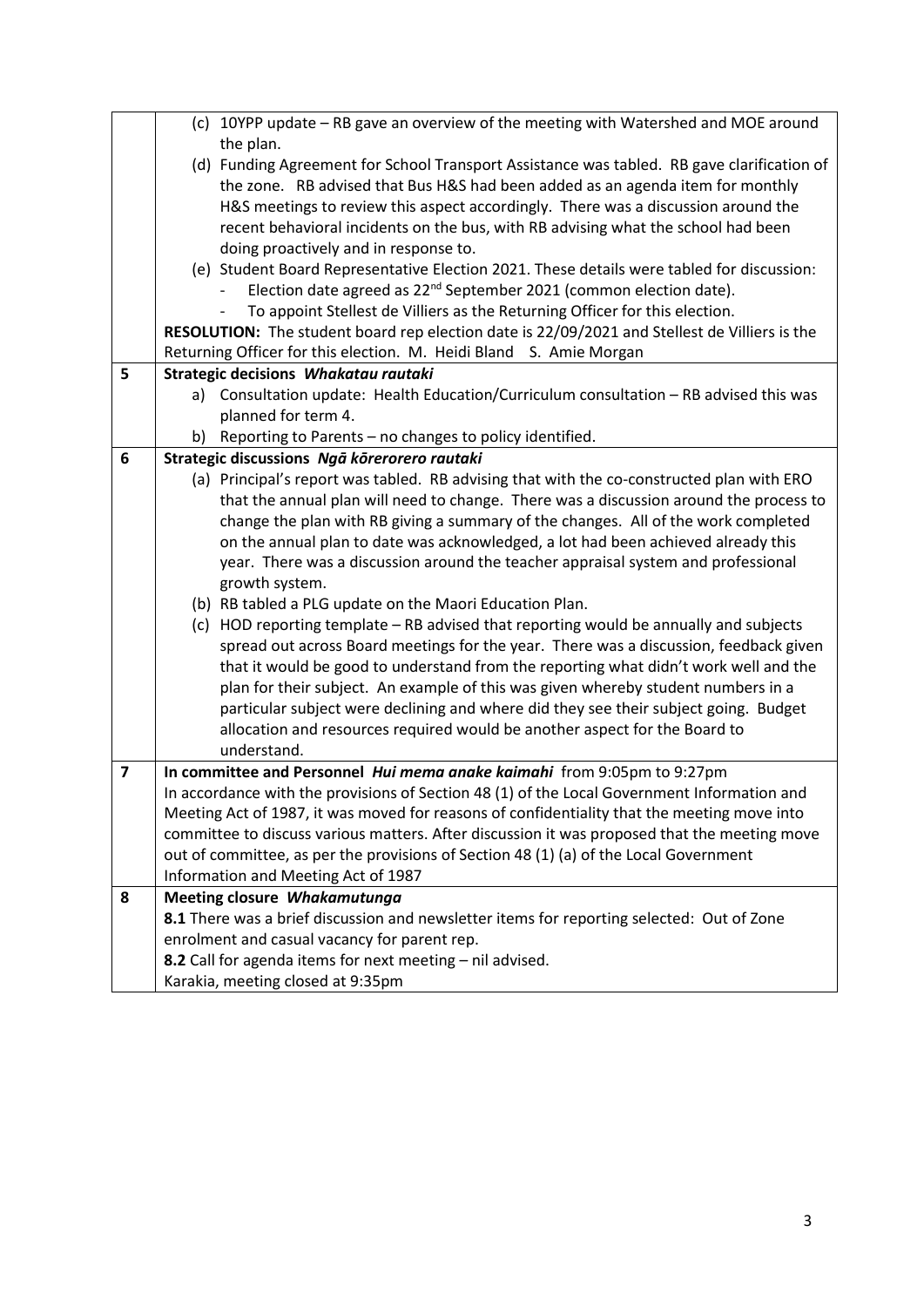| | |
|---|---|
| | (c) 10YPP update – RB gave an overview of the meeting with Watershed and MOE around the plan.<br>(d) Funding Agreement for School Transport Assistance was tabled. RB gave clarification of the zone. RB advised that Bus H&S had been added as an agenda item for monthly H&S meetings to review this aspect accordingly. There was a discussion around the recent behavioral incidents on the bus, with RB advising what the school had been doing proactively and in response to.<br>(e) Student Board Representative Election 2021. These details were tabled for discussion:<br>- Election date agreed as 22nd September 2021 (common election date).<br>- To appoint Stellest de Villiers as the Returning Officer for this election.<br>**RESOLUTION:** The student board rep election date is 22/09/2021 and Stellest de Villiers is the Returning Officer for this election. M. Heidi Bland S. Amie Morgan |
| **5** | **Strategic decisions** ***Whakatau rautaki***<br>a) Consultation update: Health Education/Curriculum consultation – RB advised this was planned for term 4.<br>b) Reporting to Parents – no changes to policy identified. |
| **6** | **Strategic discussions** ***Ngā kōrerorero rautaki***<br>(a) Principal's report was tabled. RB advising that with the co-constructed plan with ERO that the annual plan will need to change. There was a discussion around the process to change the plan with RB giving a summary of the changes. All of the work completed on the annual plan to date was acknowledged, a lot had been achieved already this year. There was a discussion around the teacher appraisal system and professional growth system.<br>(b) RB tabled a PLG update on the Maori Education Plan.<br>(c) HOD reporting template – RB advised that reporting would be annually and subjects spread out across Board meetings for the year. There was a discussion, feedback given that it would be good to understand from the reporting what didn't work well and the plan for their subject. An example of this was given whereby student numbers in a particular subject were declining and where did they see their subject going. Budget allocation and resources required would be another aspect for the Board to understand. |
| **7** | **In committee and Personnel** ***Hui mema anake kaimahi*** from 9:05pm to 9:27pm<br>In accordance with the provisions of Section 48 (1) of the Local Government Information and Meeting Act of 1987, it was moved for reasons of confidentiality that the meeting move into committee to discuss various matters. After discussion it was proposed that the meeting move out of committee, as per the provisions of Section 48 (1) (a) of the Local Government Information and Meeting Act of 1987 |
| **8** | **Meeting closure** ***Whakamutunga***<br>**8.1** There was a brief discussion and newsletter items for reporting selected: Out of Zone enrolment and casual vacancy for parent rep.<br>**8.2** Call for agenda items for next meeting – nil advised.<br>Karakia, meeting closed at 9:35pm |